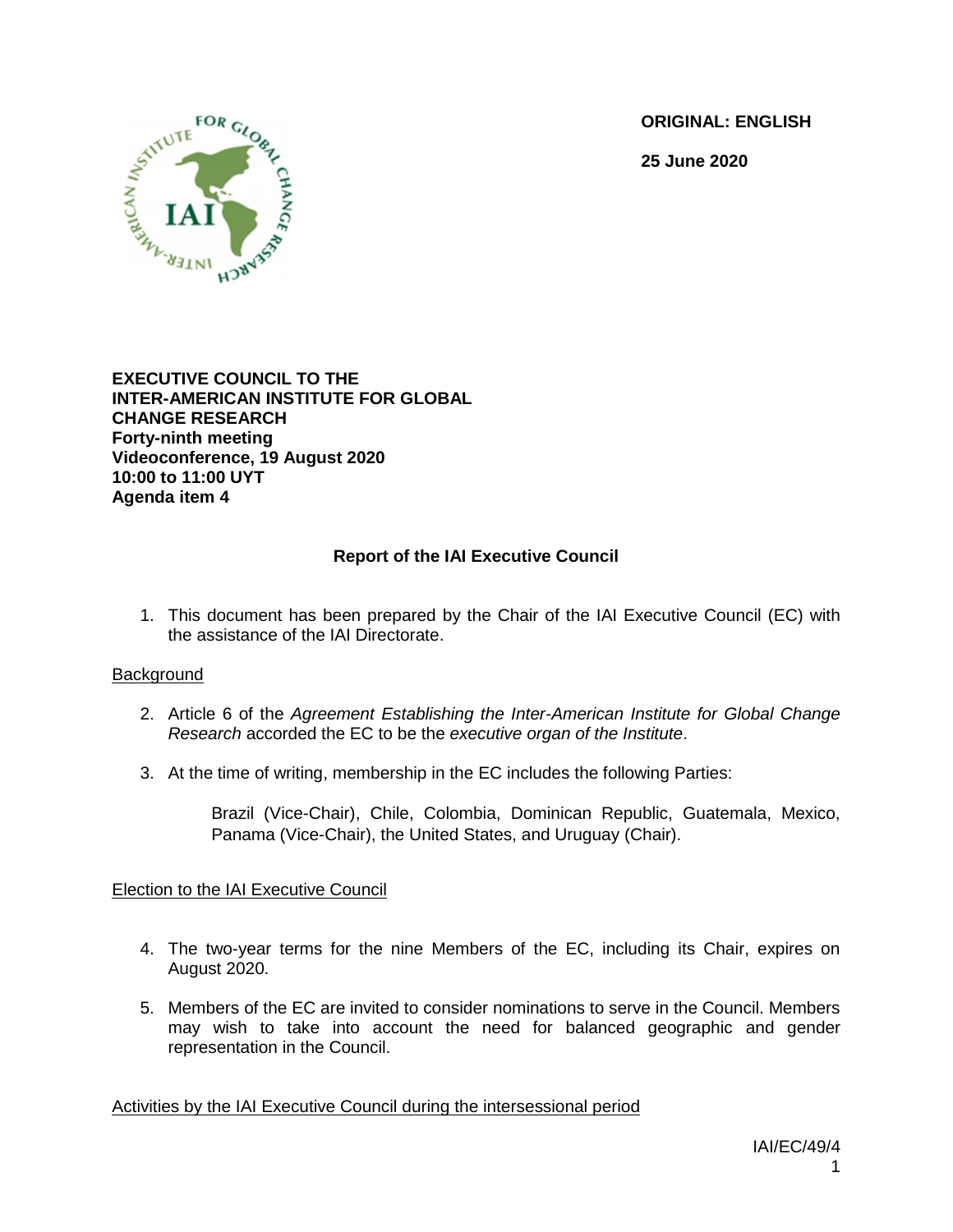**ORIGINAL: ENGLISH**

**25 June 2020**

**EXECUTIVE COUNCIL TO THE INTER-AMERICAN INSTITUTE FOR GLOBAL CHANGE RESEARCH**
**Forty-ninth meeting**
**Videoconference, 19 August 2020**
**10:00 to 11:00 UYT**
**Agenda item 4**

## Report of the IAI Executive Council

1. This document has been prepared by the Chair of the IAI Executive Council (EC) with the assistance of the IAI Directorate.

Background

2. Article 6 of the *Agreement Establishing the Inter-American Institute for Global Change Research* accorded the EC to be the *executive organ of the Institute*.

3. At the time of writing, membership in the EC includes the following Parties:

   Brazil (Vice-Chair), Chile, Colombia, Dominican Republic, Guatemala, Mexico, Panama (Vice-Chair), the United States, and Uruguay (Chair).

Election to the IAI Executive Council

4. The two-year terms for the nine Members of the EC, including its Chair, expires on August 2020.

5. Members of the EC are invited to consider nominations to serve in the Council. Members may wish to take into account the need for balanced geographic and gender representation in the Council.

Activities by the IAI Executive Council during the intersessional period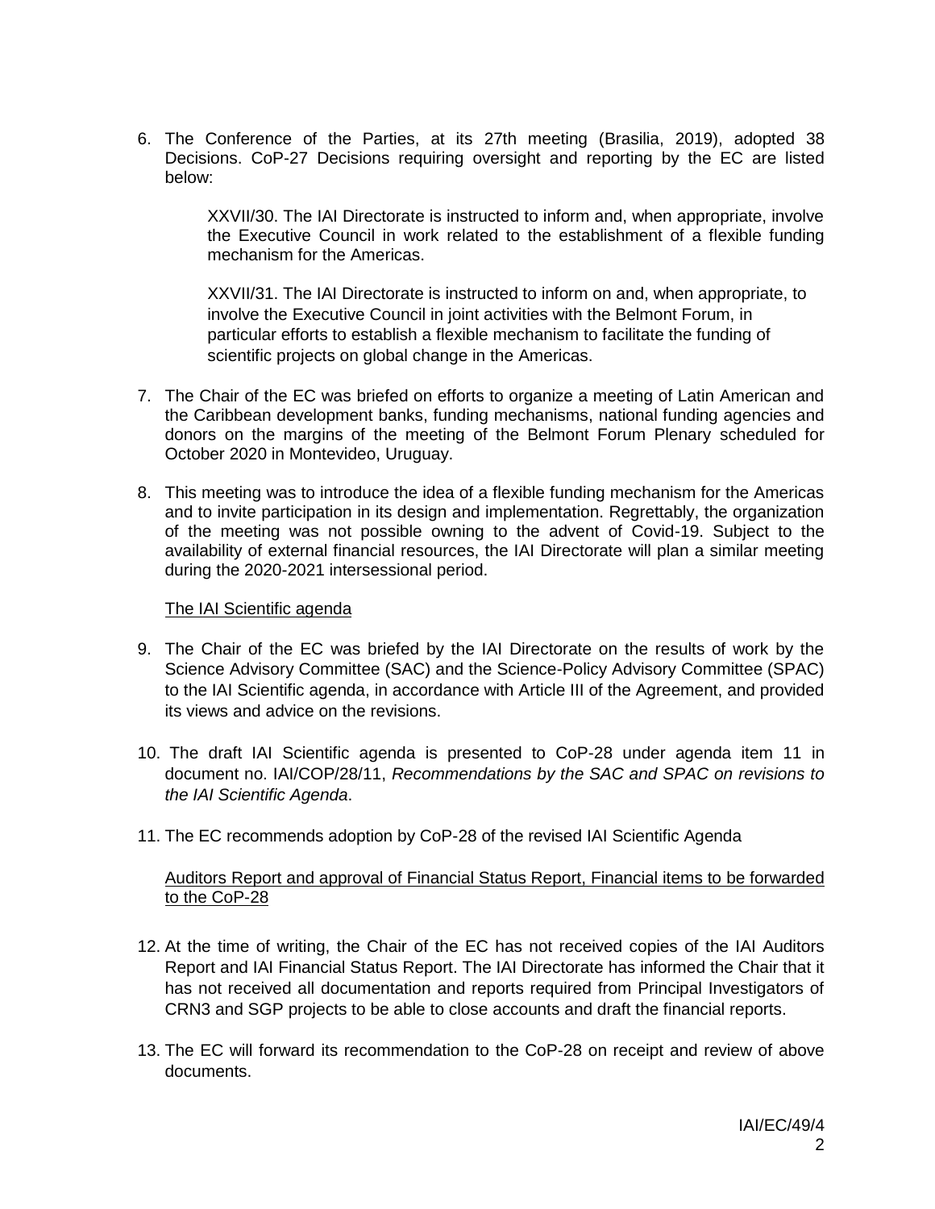6. The Conference of the Parties, at its 27th meeting (Brasilia, 2019), adopted 38 Decisions. CoP-27 Decisions requiring oversight and reporting by the EC are listed below:

   XXVII/30. The IAI Directorate is instructed to inform and, when appropriate, involve the Executive Council in work related to the establishment of a flexible funding mechanism for the Americas.

   XXVII/31. The IAI Directorate is instructed to inform on and, when appropriate, to involve the Executive Council in joint activities with the Belmont Forum, in particular efforts to establish a flexible mechanism to facilitate the funding of scientific projects on global change in the Americas.

7. The Chair of the EC was briefed on efforts to organize a meeting of Latin American and the Caribbean development banks, funding mechanisms, national funding agencies and donors on the margins of the meeting of the Belmont Forum Plenary scheduled for October 2020 in Montevideo, Uruguay.

8. This meeting was to introduce the idea of a flexible funding mechanism for the Americas and to invite participation in its design and implementation. Regrettably, the organization of the meeting was not possible owning to the advent of Covid-19. Subject to the availability of external financial resources, the IAI Directorate will plan a similar meeting during the 2020-2021 intersessional period.

<u>The IAI Scientific agenda</u>

9. The Chair of the EC was briefed by the IAI Directorate on the results of work by the Science Advisory Committee (SAC) and the Science-Policy Advisory Committee (SPAC) to the IAI Scientific agenda, in accordance with Article III of the Agreement, and provided its views and advice on the revisions.

10. The draft IAI Scientific agenda is presented to CoP-28 under agenda item 11 in document no. IAI/COP/28/11, *Recommendations by the SAC and SPAC on revisions to the IAI Scientific Agenda*.

11. The EC recommends adoption by CoP-28 of the revised IAI Scientific Agenda

<u>Auditors Report and approval of Financial Status Report, Financial items to be forwarded to the CoP-28</u>

12. At the time of writing, the Chair of the EC has not received copies of the IAI Auditors Report and IAI Financial Status Report. The IAI Directorate has informed the Chair that it has not received all documentation and reports required from Principal Investigators of CRN3 and SGP projects to be able to close accounts and draft the financial reports.

13. The EC will forward its recommendation to the CoP-28 on receipt and review of above documents.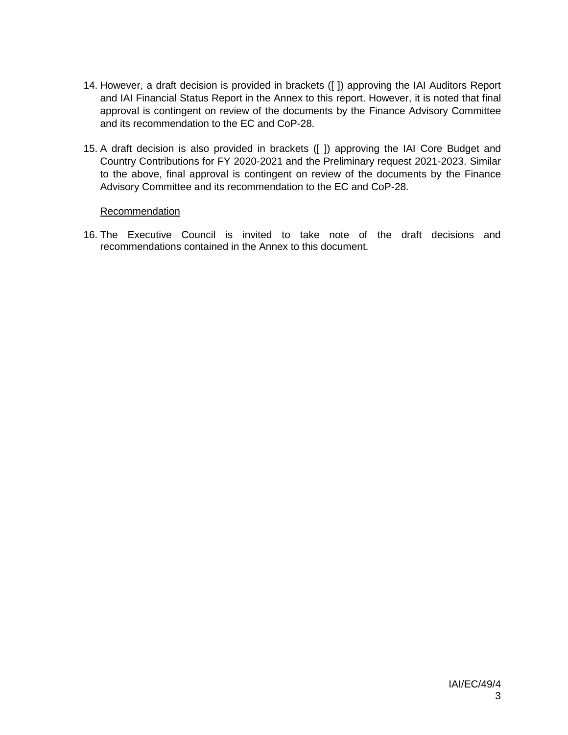14. However, a draft decision is provided in brackets ([ ]) approving the IAI Auditors Report and IAI Financial Status Report in the Annex to this report. However, it is noted that final approval is contingent on review of the documents by the Finance Advisory Committee and its recommendation to the EC and CoP-28.

15. A draft decision is also provided in brackets ([ ]) approving the IAI Core Budget and Country Contributions for FY 2020-2021 and the Preliminary request 2021-2023. Similar to the above, final approval is contingent on review of the documents by the Finance Advisory Committee and its recommendation to the EC and CoP-28.

<u>Recommendation</u>

16. The Executive Council is invited to take note of the draft decisions and recommendations contained in the Annex to this document.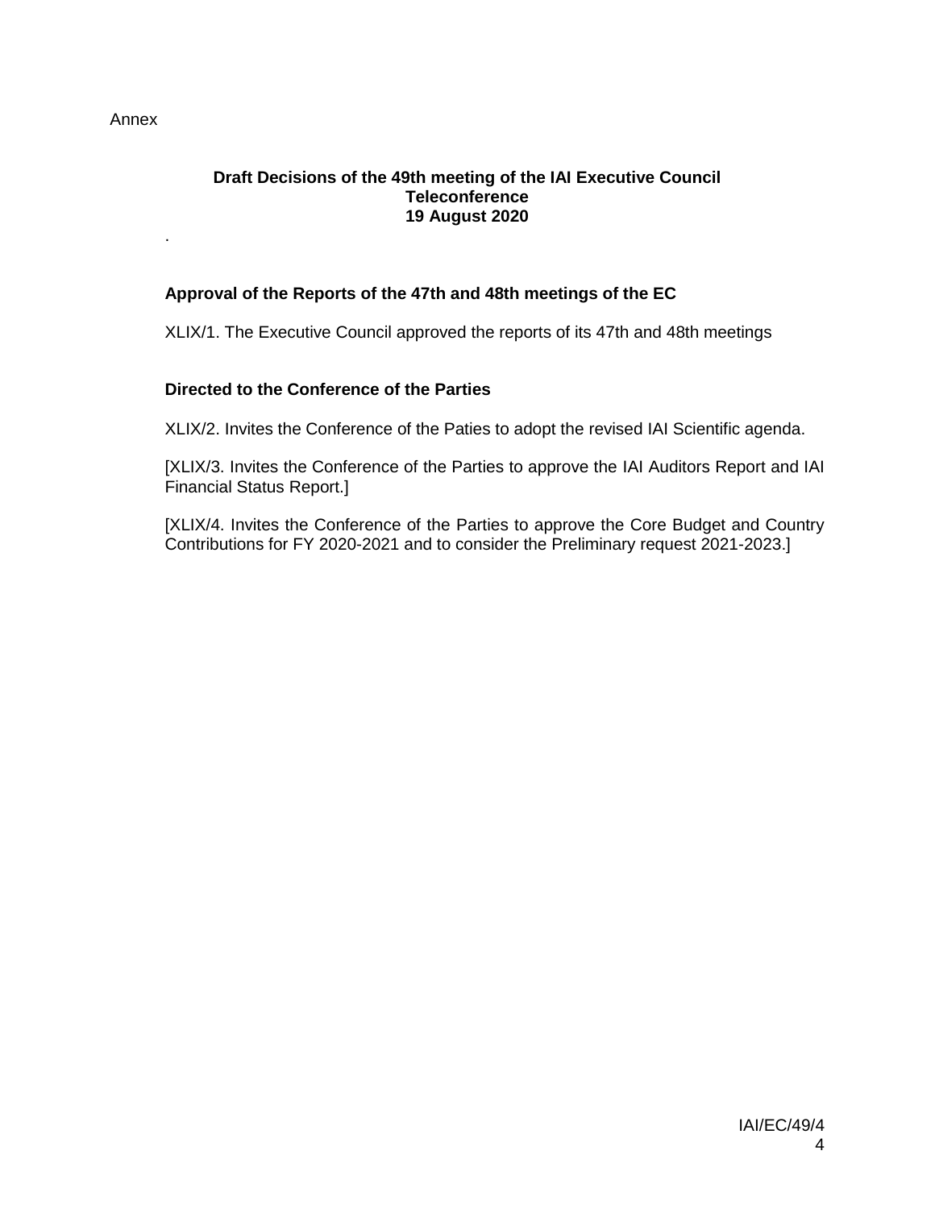Annex

**Draft Decisions of the 49th meeting of the IAI Executive Council**
**Teleconference**
**19 August 2020**

.

### Approval of the Reports of the 47th and 48th meetings of the EC

XLIX/1. The Executive Council approved the reports of its 47th and 48th meetings

### Directed to the Conference of the Parties

XLIX/2. Invites the Conference of the Paties to adopt the revised IAI Scientific agenda.

[XLIX/3. Invites the Conference of the Parties to approve the IAI Auditors Report and IAI Financial Status Report.]

[XLIX/4. Invites the Conference of the Parties to approve the Core Budget and Country Contributions for FY 2020-2021 and to consider the Preliminary request 2021-2023.]

IAI/EC/49/4